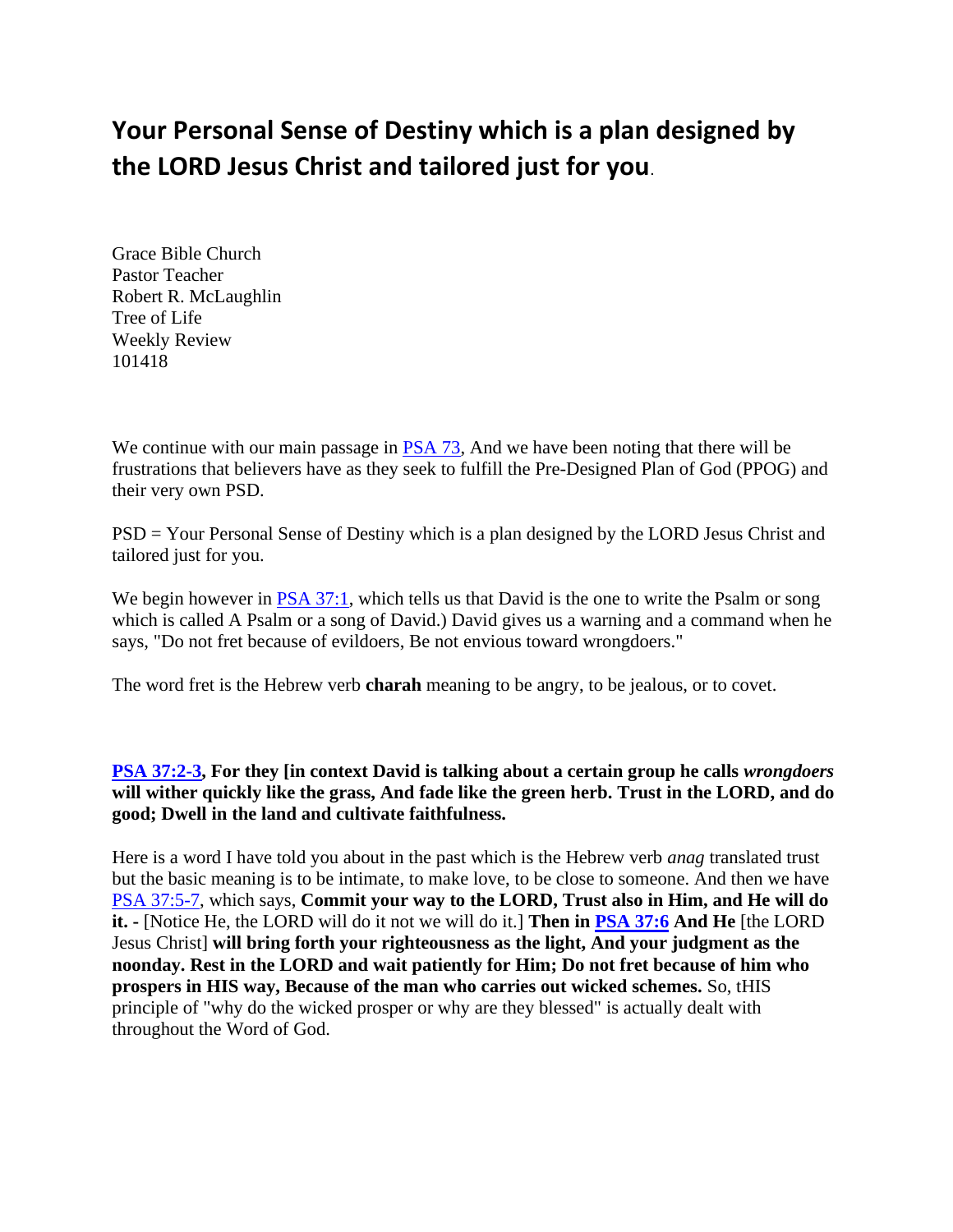# Your Personal Sense of Destiny which is a plan designed by the LORD Jesus Christ and tailored just for you.

Grace Bible Church
Pastor Teacher
Robert R. McLaughlin
Tree of Life
Weekly Review
101418

We continue with our main passage in PSA 73, And we have been noting that there will be frustrations that believers have as they seek to fulfill the Pre-Designed Plan of God (PPOG) and their very own PSD.

PSD = Your Personal Sense of Destiny which is a plan designed by the LORD Jesus Christ and tailored just for you.

We begin however in PSA 37:1, which tells us that David is the one to write the Psalm or song which is called A Psalm or a song of David.) David gives us a warning and a command when he says, "Do not fret because of evildoers, Be not envious toward wrongdoers."

The word fret is the Hebrew verb **charah** meaning to be angry, to be jealous, or to covet.

**PSA 37:2-3, For they [in context David is talking about a certain group he calls *wrongdoers* will wither quickly like the grass, And fade like the green herb. Trust in the LORD, and do good; Dwell in the land and cultivate faithfulness.**

Here is a word I have told you about in the past which is the Hebrew verb *anag* translated trust but the basic meaning is to be intimate, to make love, to be close to someone. And then we have PSA 37:5-7, which says, **Commit your way to the LORD, Trust also in Him, and He will do it. -** [Notice He, the LORD will do it not we will do it.] **Then in PSA 37:6 And He** [the LORD Jesus Christ] **will bring forth your righteousness as the light, And your judgment as the noonday. Rest in the LORD and wait patiently for Him; Do not fret because of him who prospers in HIS way, Because of the man who carries out wicked schemes.** So, tHIS principle of "why do the wicked prosper or why are they blessed" is actually dealt with throughout the Word of God.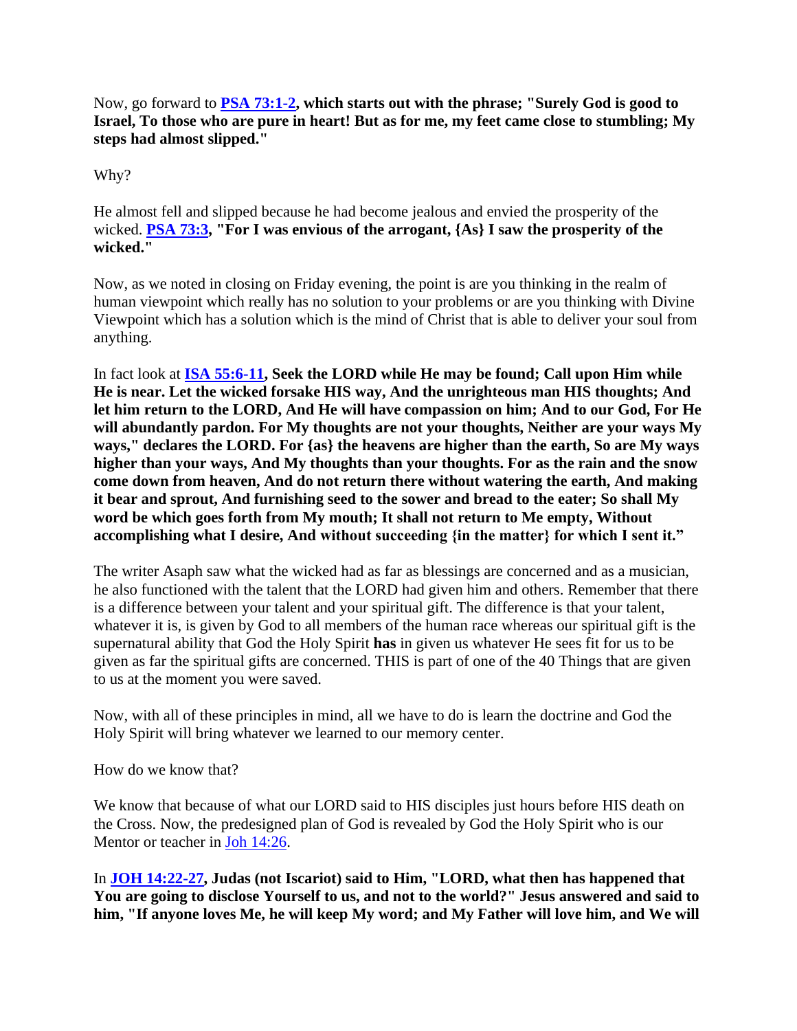Now, go forward to **PSA 73:1-2, which starts out with the phrase; "Surely God is good to Israel, To those who are pure in heart! But as for me, my feet came close to stumbling; My steps had almost slipped."**

Why?

He almost fell and slipped because he had become jealous and envied the prosperity of the wicked. **PSA 73:3, "For I was envious of the arrogant, {As} I saw the prosperity of the wicked."**

Now, as we noted in closing on Friday evening, the point is are you thinking in the realm of human viewpoint which really has no solution to your problems or are you thinking with Divine Viewpoint which has a solution which is the mind of Christ that is able to deliver your soul from anything.

In fact look at **ISA 55:6-11, Seek the LORD while He may be found; Call upon Him while He is near. Let the wicked forsake HIS way, And the unrighteous man HIS thoughts; And let him return to the LORD, And He will have compassion on him; And to our God, For He will abundantly pardon. For My thoughts are not your thoughts, Neither are your ways My ways," declares the LORD. For {as} the heavens are higher than the earth, So are My ways higher than your ways, And My thoughts than your thoughts. For as the rain and the snow come down from heaven, And do not return there without watering the earth, And making it bear and sprout, And furnishing seed to the sower and bread to the eater; So shall My word be which goes forth from My mouth; It shall not return to Me empty, Without accomplishing what I desire, And without succeeding {in the matter} for which I sent it."**

The writer Asaph saw what the wicked had as far as blessings are concerned and as a musician, he also functioned with the talent that the LORD had given him and others. Remember that there is a difference between your talent and your spiritual gift. The difference is that your talent, whatever it is, is given by God to all members of the human race whereas our spiritual gift is the supernatural ability that God the Holy Spirit **has** in given us whatever He sees fit for us to be given as far the spiritual gifts are concerned. THIS is part of one of the 40 Things that are given to us at the moment you were saved.

Now, with all of these principles in mind, all we have to do is learn the doctrine and God the Holy Spirit will bring whatever we learned to our memory center.

How do we know that?

We know that because of what our LORD said to HIS disciples just hours before HIS death on the Cross. Now, the predesigned plan of God is revealed by God the Holy Spirit who is our Mentor or teacher in Joh 14:26.

In **JOH 14:22-27, Judas (not Iscariot) said to Him, "LORD, what then has happened that You are going to disclose Yourself to us, and not to the world?" Jesus answered and said to him, "If anyone loves Me, he will keep My word; and My Father will love him, and We will**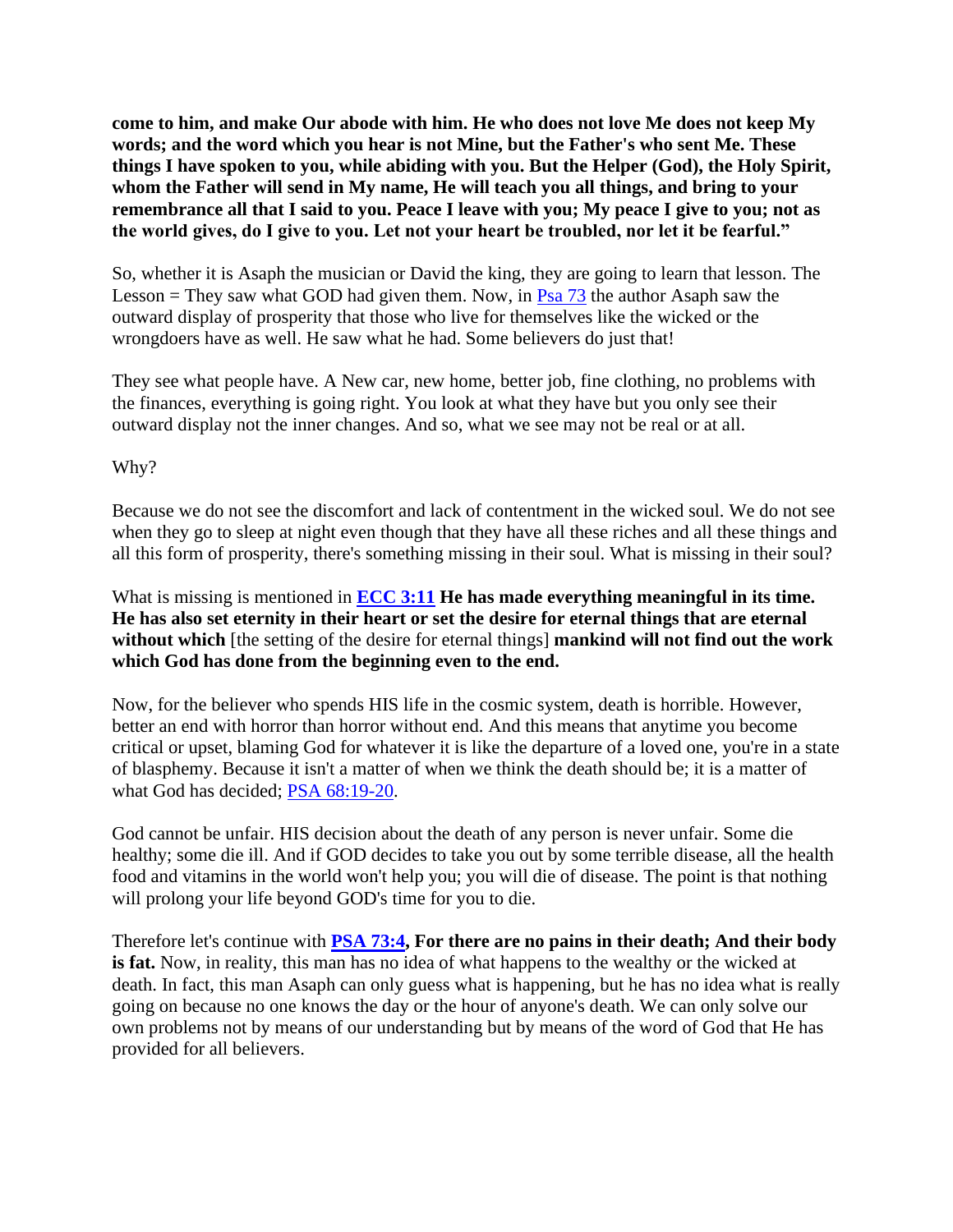**come to him, and make Our abode with him. He who does not love Me does not keep My words; and the word which you hear is not Mine, but the Father's who sent Me. These things I have spoken to you, while abiding with you. But the Helper (God), the Holy Spirit, whom the Father will send in My name, He will teach you all things, and bring to your remembrance all that I said to you. Peace I leave with you; My peace I give to you; not as the world gives, do I give to you. Let not your heart be troubled, nor let it be fearful."**

So, whether it is Asaph the musician or David the king, they are going to learn that lesson. The Lesson = They saw what GOD had given them. Now, in Psa 73 the author Asaph saw the outward display of prosperity that those who live for themselves like the wicked or the wrongdoers have as well. He saw what he had. Some believers do just that!

They see what people have. A New car, new home, better job, fine clothing, no problems with the finances, everything is going right. You look at what they have but you only see their outward display not the inner changes. And so, what we see may not be real or at all.

Why?

Because we do not see the discomfort and lack of contentment in the wicked soul. We do not see when they go to sleep at night even though that they have all these riches and all these things and all this form of prosperity, there's something missing in their soul. What is missing in their soul?

What is missing is mentioned in **ECC 3:11 He has made everything meaningful in its time. He has also set eternity in their heart or set the desire for eternal things that are eternal without which** [the setting of the desire for eternal things] **mankind will not find out the work which God has done from the beginning even to the end.**

Now, for the believer who spends HIS life in the cosmic system, death is horrible. However, better an end with horror than horror without end. And this means that anytime you become critical or upset, blaming God for whatever it is like the departure of a loved one, you're in a state of blasphemy. Because it isn't a matter of when we think the death should be; it is a matter of what God has decided; PSA 68:19-20.

God cannot be unfair. HIS decision about the death of any person is never unfair. Some die healthy; some die ill. And if GOD decides to take you out by some terrible disease, all the health food and vitamins in the world won't help you; you will die of disease. The point is that nothing will prolong your life beyond GOD's time for you to die.

Therefore let's continue with **PSA 73:4, For there are no pains in their death; And their body is fat.** Now, in reality, this man has no idea of what happens to the wealthy or the wicked at death. In fact, this man Asaph can only guess what is happening, but he has no idea what is really going on because no one knows the day or the hour of anyone's death. We can only solve our own problems not by means of our understanding but by means of the word of God that He has provided for all believers.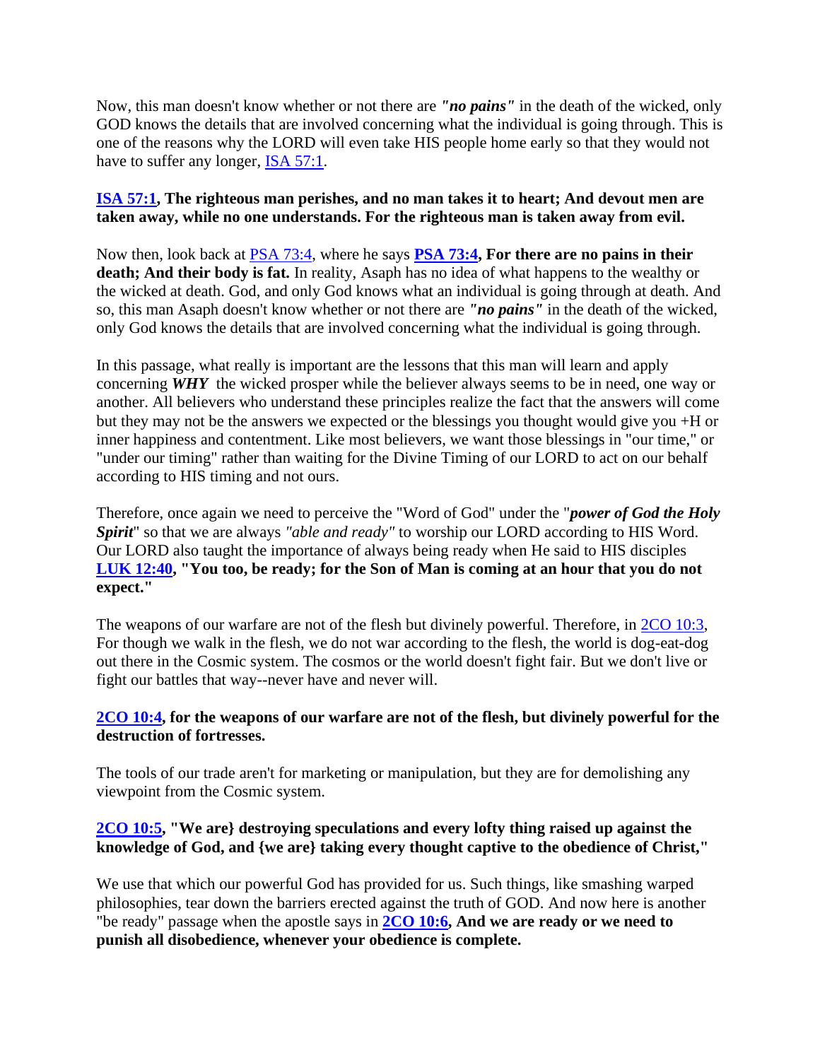Now, this man doesn't know whether or not there are ***"no pains"*** in the death of the wicked, only GOD knows the details that are involved concerning what the individual is going through. This is one of the reasons why the LORD will even take HIS people home early so that they would not have to suffer any longer, ISA 57:1.

**ISA 57:1, The righteous man perishes, and no man takes it to heart; And devout men are taken away, while no one understands. For the righteous man is taken away from evil.**

Now then, look back at PSA 73:4, where he says **PSA 73:4, For there are no pains in their death; And their body is fat.** In reality, Asaph has no idea of what happens to the wealthy or the wicked at death. God, and only God knows what an individual is going through at death. And so, this man Asaph doesn't know whether or not there are ***"no pains"*** in the death of the wicked, only God knows the details that are involved concerning what the individual is going through.

In this passage, what really is important are the lessons that this man will learn and apply concerning ***WHY*** the wicked prosper while the believer always seems to be in need, one way or another. All believers who understand these principles realize the fact that the answers will come but they may not be the answers we expected or the blessings you thought would give you +H or inner happiness and contentment. Like most believers, we want those blessings in "our time," or "under our timing" rather than waiting for the Divine Timing of our LORD to act on our behalf according to HIS timing and not ours.

Therefore, once again we need to perceive the "Word of God" under the "***power of God the Holy Spirit***" so that we are always *"able and ready"* to worship our LORD according to HIS Word. Our LORD also taught the importance of always being ready when He said to HIS disciples **LUK 12:40, "You too, be ready; for the Son of Man is coming at an hour that you do not expect."**

The weapons of our warfare are not of the flesh but divinely powerful. Therefore, in 2CO 10:3, For though we walk in the flesh, we do not war according to the flesh, the world is dog-eat-dog out there in the Cosmic system. The cosmos or the world doesn't fight fair. But we don't live or fight our battles that way--never have and never will.

**2CO 10:4, for the weapons of our warfare are not of the flesh, but divinely powerful for the destruction of fortresses.**

The tools of our trade aren't for marketing or manipulation, but they are for demolishing any viewpoint from the Cosmic system.

**2CO 10:5, "We are} destroying speculations and every lofty thing raised up against the knowledge of God, and {we are} taking every thought captive to the obedience of Christ,"**

We use that which our powerful God has provided for us. Such things, like smashing warped philosophies, tear down the barriers erected against the truth of GOD. And now here is another "be ready" passage when the apostle says in **2CO 10:6, And we are ready or we need to punish all disobedience, whenever your obedience is complete.**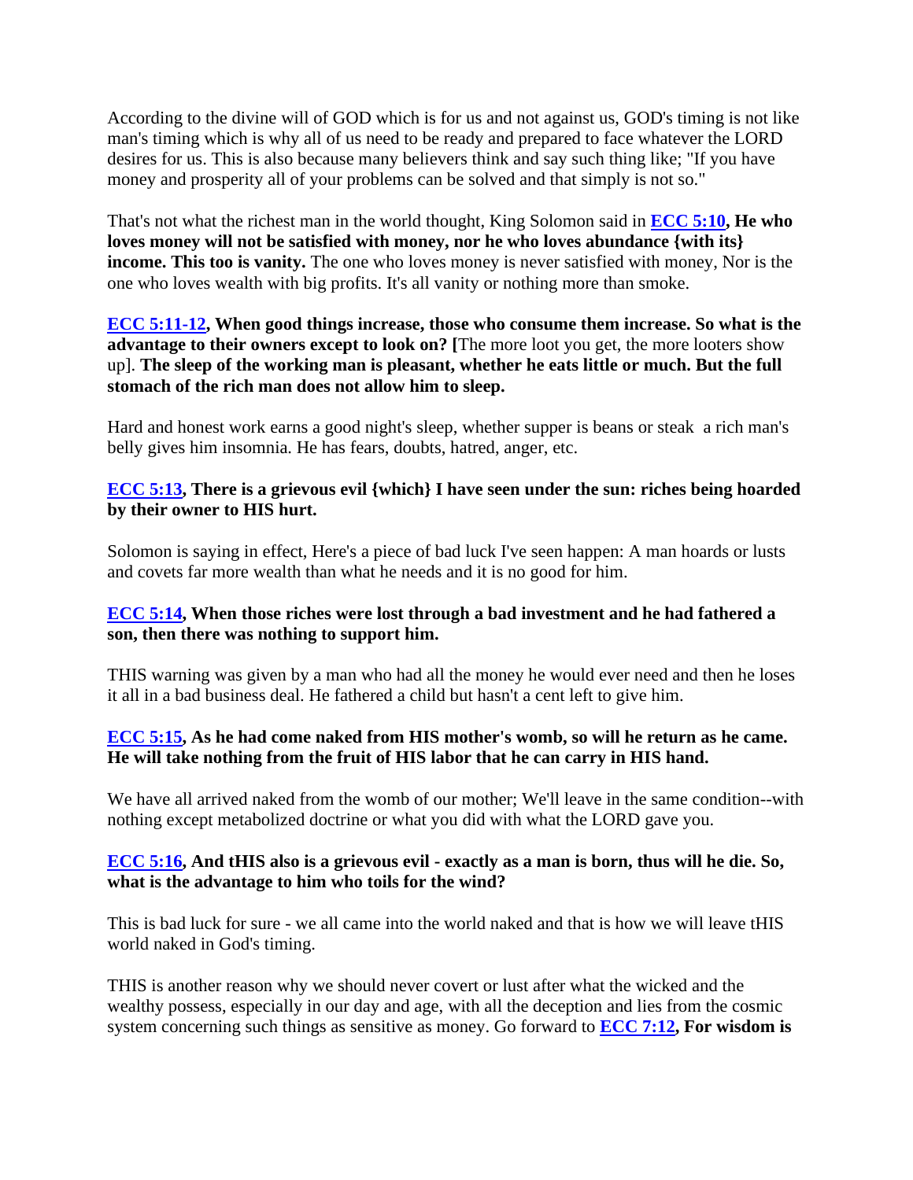According to the divine will of GOD which is for us and not against us, GOD's timing is not like man's timing which is why all of us need to be ready and prepared to face whatever the LORD desires for us. This is also because many believers think and say such thing like; "If you have money and prosperity all of your problems can be solved and that simply is not so."

That's not what the richest man in the world thought, King Solomon said in **ECC 5:10, He who loves money will not be satisfied with money, nor he who loves abundance {with its} income. This too is vanity.** The one who loves money is never satisfied with money, Nor is the one who loves wealth with big profits. It's all vanity or nothing more than smoke.

**ECC 5:11-12, When good things increase, those who consume them increase. So what is the advantage to their owners except to look on? [**The more loot you get, the more looters show up]. **The sleep of the working man is pleasant, whether he eats little or much. But the full stomach of the rich man does not allow him to sleep.**

Hard and honest work earns a good night's sleep, whether supper is beans or steak a rich man's belly gives him insomnia. He has fears, doubts, hatred, anger, etc.

**ECC 5:13, There is a grievous evil {which} I have seen under the sun: riches being hoarded by their owner to HIS hurt.**

Solomon is saying in effect, Here's a piece of bad luck I've seen happen: A man hoards or lusts and covets far more wealth than what he needs and it is no good for him.

**ECC 5:14, When those riches were lost through a bad investment and he had fathered a son, then there was nothing to support him.**

THIS warning was given by a man who had all the money he would ever need and then he loses it all in a bad business deal. He fathered a child but hasn't a cent left to give him.

**ECC 5:15, As he had come naked from HIS mother's womb, so will he return as he came. He will take nothing from the fruit of HIS labor that he can carry in HIS hand.**

We have all arrived naked from the womb of our mother; We'll leave in the same condition--with nothing except metabolized doctrine or what you did with what the LORD gave you.

**ECC 5:16, And tHIS also is a grievous evil - exactly as a man is born, thus will he die. So, what is the advantage to him who toils for the wind?**

This is bad luck for sure - we all came into the world naked and that is how we will leave tHIS world naked in God's timing.

THIS is another reason why we should never covert or lust after what the wicked and the wealthy possess, especially in our day and age, with all the deception and lies from the cosmic system concerning such things as sensitive as money. Go forward to **ECC 7:12, For wisdom is**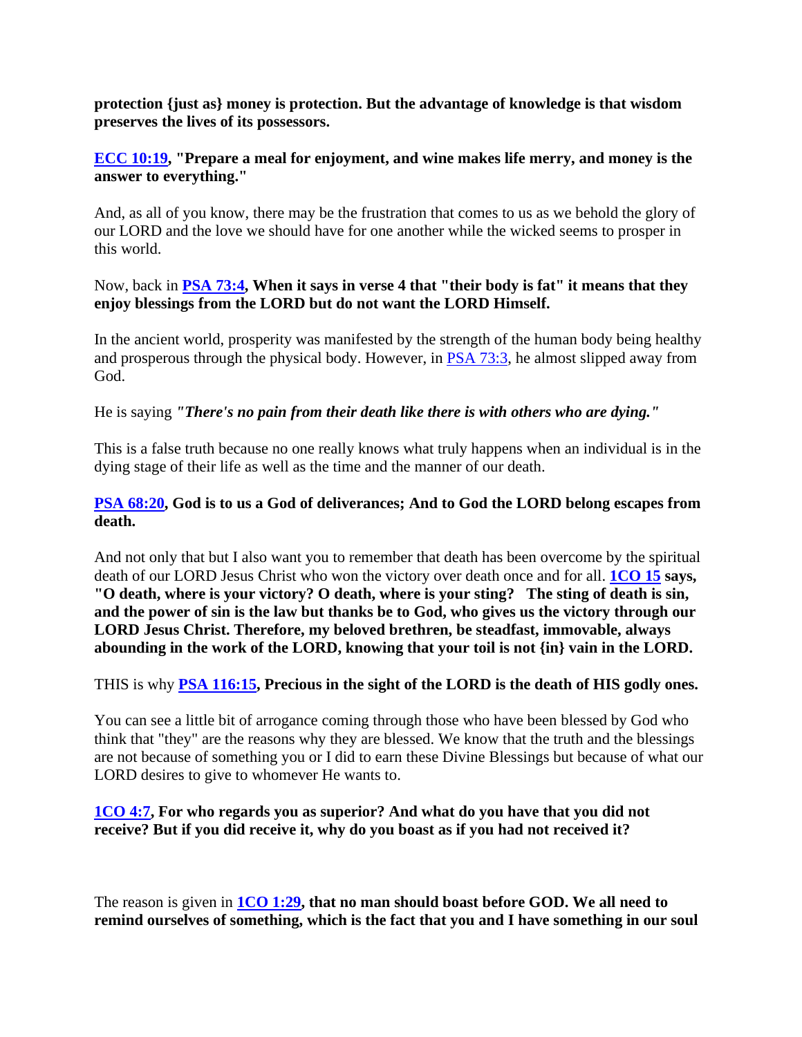**protection {just as} money is protection. But the advantage of knowledge is that wisdom preserves the lives of its possessors.**

**ECC 10:19, "Prepare a meal for enjoyment, and wine makes life merry, and money is the answer to everything."**

And, as all of you know, there may be the frustration that comes to us as we behold the glory of our LORD and the love we should have for one another while the wicked seems to prosper in this world.

Now, back in **PSA 73:4, When it says in verse 4 that "their body is fat" it means that they enjoy blessings from the LORD but do not want the LORD Himself.**

In the ancient world, prosperity was manifested by the strength of the human body being healthy and prosperous through the physical body. However, in PSA 73:3, he almost slipped away from God.

He is saying ***"There's no pain from their death like there is with others who are dying."***

This is a false truth because no one really knows what truly happens when an individual is in the dying stage of their life as well as the time and the manner of our death.

**PSA 68:20, God is to us a God of deliverances; And to God the LORD belong escapes from death.**

And not only that but I also want you to remember that death has been overcome by the spiritual death of our LORD Jesus Christ who won the victory over death once and for all. **1CO 15 says, "O death, where is your victory? O death, where is your sting? The sting of death is sin, and the power of sin is the law but thanks be to God, who gives us the victory through our LORD Jesus Christ. Therefore, my beloved brethren, be steadfast, immovable, always abounding in the work of the LORD, knowing that your toil is not {in} vain in the LORD.**

THIS is why **PSA 116:15, Precious in the sight of the LORD is the death of HIS godly ones.**

You can see a little bit of arrogance coming through those who have been blessed by God who think that "they" are the reasons why they are blessed. We know that the truth and the blessings are not because of something you or I did to earn these Divine Blessings but because of what our LORD desires to give to whomever He wants to.

**1CO 4:7, For who regards you as superior? And what do you have that you did not receive? But if you did receive it, why do you boast as if you had not received it?**

The reason is given in **1CO 1:29, that no man should boast before GOD. We all need to remind ourselves of something, which is the fact that you and I have something in our soul**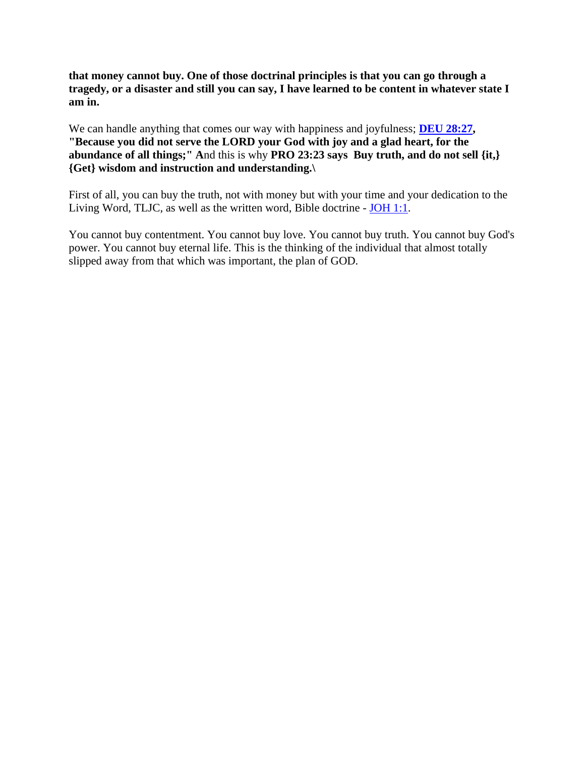**that money cannot buy. One of those doctrinal principles is that you can go through a tragedy, or a disaster and still you can say, I have learned to be content in whatever state I am in.**

We can handle anything that comes our way with happiness and joyfulness; **DEU 28:27, "Because you did not serve the LORD your God with joy and a glad heart, for the abundance of all things;" A**nd this is why **PRO 23:23 says Buy truth, and do not sell {it,} {Get} wisdom and instruction and understanding.\**

First of all, you can buy the truth, not with money but with your time and your dedication to the Living Word, TLJC, as well as the written word, Bible doctrine - JOH 1:1.

You cannot buy contentment. You cannot buy love. You cannot buy truth. You cannot buy God's power. You cannot buy eternal life. This is the thinking of the individual that almost totally slipped away from that which was important, the plan of GOD.